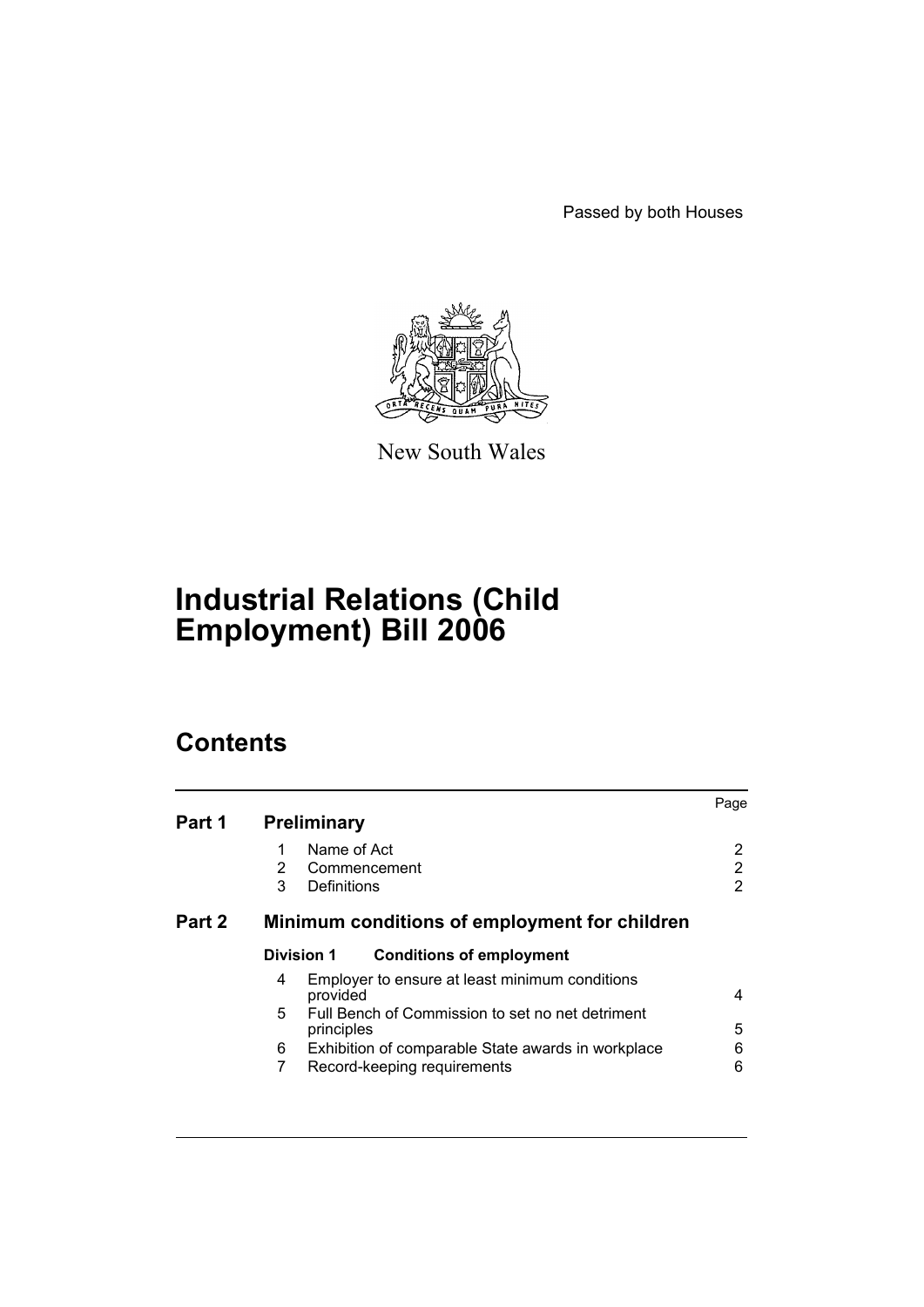Passed by both Houses

New South Wales

# Industrial Relations (Child Employment) Bill 2006

## Contents

| | | | Page |
|---|---|---|---|
| **Part 1** | **Preliminary** | | |
| | 1 | Name of Act | 2 |
| | 2 | Commencement | 2 |
| | 3 | Definitions | 2 |
| **Part 2** | **Minimum conditions of employment for children** | | |
| | **Division 1** | **Conditions of employment** | |
| | 4 | Employer to ensure at least minimum conditions provided | 4 |
| | 5 | Full Bench of Commission to set no net detriment principles | 5 |
| | 6 | Exhibition of comparable State awards in workplace | 6 |
| | 7 | Record-keeping requirements | 6 |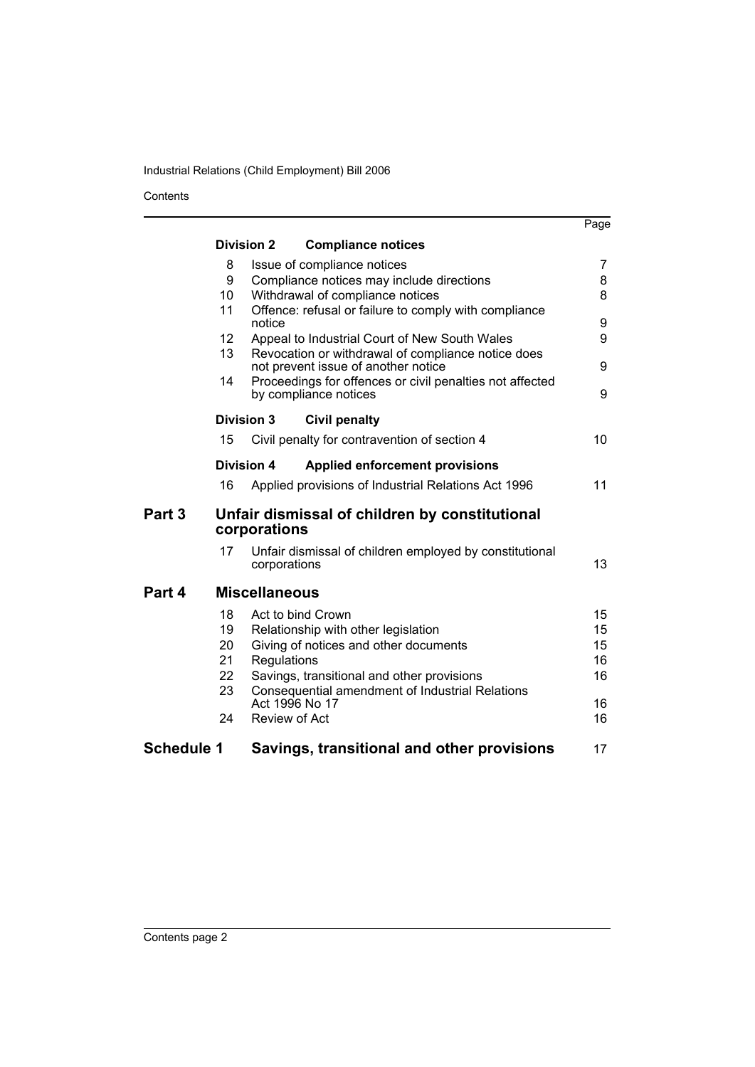| | | | Page |
|---|---|---|---|
| | **Division 2** | **Compliance notices** | |
| | 8 | Issue of compliance notices | 7 |
| | 9 | Compliance notices may include directions | 8 |
| | 10 | Withdrawal of compliance notices | 8 |
| | 11 | Offence: refusal or failure to comply with compliance notice | 9 |
| | 12 | Appeal to Industrial Court of New South Wales | 9 |
| | 13 | Revocation or withdrawal of compliance notice does not prevent issue of another notice | 9 |
| | 14 | Proceedings for offences or civil penalties not affected by compliance notices | 9 |
| | **Division 3** | **Civil penalty** | |
| | 15 | Civil penalty for contravention of section 4 | 10 |
| | **Division 4** | **Applied enforcement provisions** | |
| | 16 | Applied provisions of Industrial Relations Act 1996 | 11 |
| **Part 3** | | **Unfair dismissal of children by constitutional corporations** | |
| | 17 | Unfair dismissal of children employed by constitutional corporations | 13 |
| **Part 4** | | **Miscellaneous** | |
| | 18 | Act to bind Crown | 15 |
| | 19 | Relationship with other legislation | 15 |
| | 20 | Giving of notices and other documents | 15 |
| | 21 | Regulations | 16 |
| | 22 | Savings, transitional and other provisions | 16 |
| | 23 | Consequential amendment of Industrial Relations Act 1996 No 17 | 16 |
| | 24 | Review of Act | 16 |
| **Schedule 1** | | **Savings, transitional and other provisions** | 17 |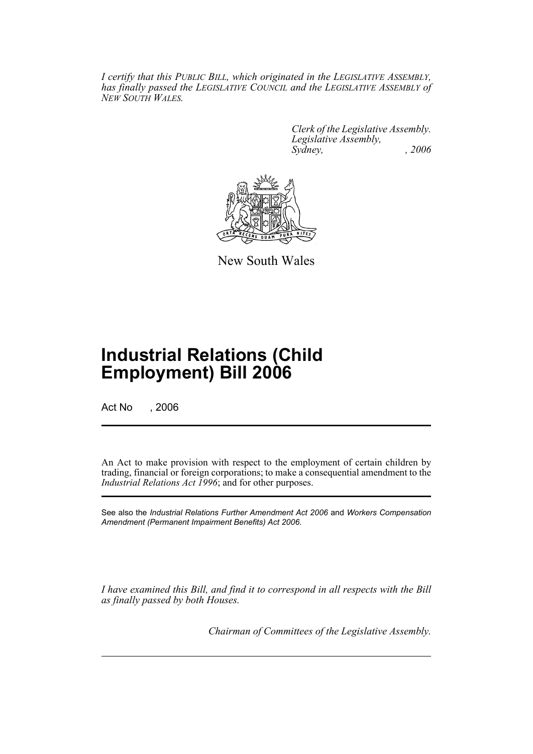*I certify that this PUBLIC BILL, which originated in the LEGISLATIVE ASSEMBLY, has finally passed the LEGISLATIVE COUNCIL and the LEGISLATIVE ASSEMBLY of NEW SOUTH WALES.*

*Clerk of the Legislative Assembly.*
*Legislative Assembly,*
*Sydney, , 2006*

New South Wales

# Industrial Relations (Child Employment) Bill 2006

Act No , 2006

An Act to make provision with respect to the employment of certain children by trading, financial or foreign corporations; to make a consequential amendment to the *Industrial Relations Act 1996*; and for other purposes.

See also the *Industrial Relations Further Amendment Act 2006* and *Workers Compensation Amendment (Permanent Impairment Benefits) Act 2006*.

*I have examined this Bill, and find it to correspond in all respects with the Bill as finally passed by both Houses.*

*Chairman of Committees of the Legislative Assembly.*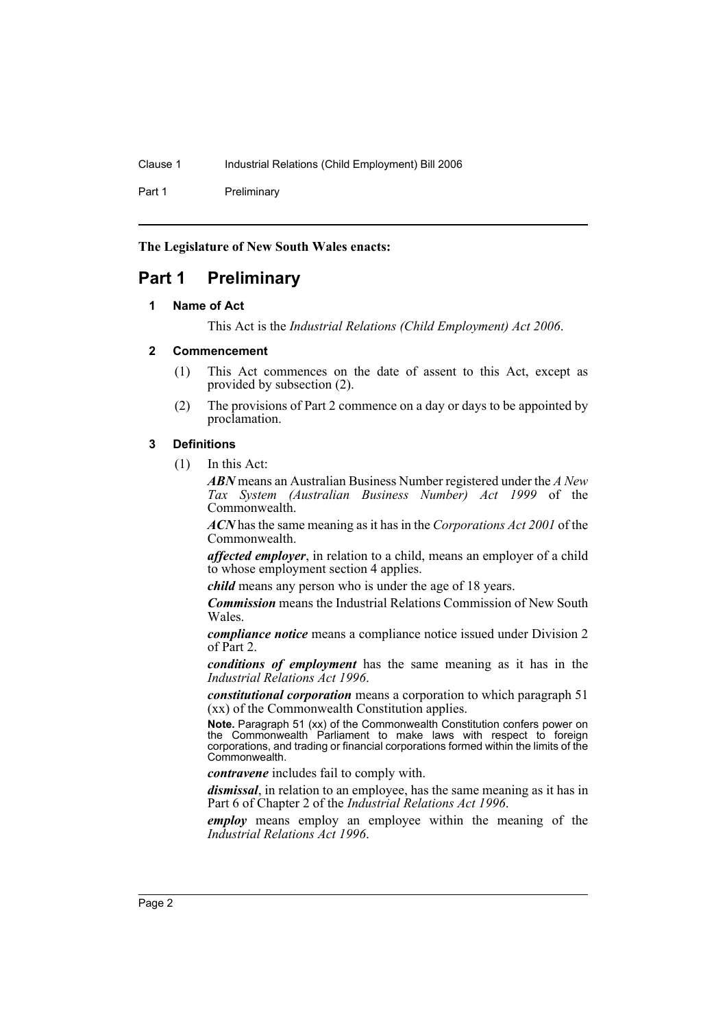**The Legislature of New South Wales enacts:**

# Part 1 Preliminary

### 1 Name of Act

This Act is the *Industrial Relations (Child Employment) Act 2006*.

### 2 Commencement

(1) This Act commences on the date of assent to this Act, except as provided by subsection (2).

(2) The provisions of Part 2 commence on a day or days to be appointed by proclamation.

### 3 Definitions

(1) In this Act:

***ABN*** means an Australian Business Number registered under the *A New Tax System (Australian Business Number) Act 1999* of the Commonwealth.

***ACN*** has the same meaning as it has in the *Corporations Act 2001* of the Commonwealth.

***affected employer***, in relation to a child, means an employer of a child to whose employment section 4 applies.

***child*** means any person who is under the age of 18 years.

***Commission*** means the Industrial Relations Commission of New South Wales.

***compliance notice*** means a compliance notice issued under Division 2 of Part 2.

***conditions of employment*** has the same meaning as it has in the *Industrial Relations Act 1996*.

***constitutional corporation*** means a corporation to which paragraph 51 (xx) of the Commonwealth Constitution applies.

**Note.** Paragraph 51 (xx) of the Commonwealth Constitution confers power on the Commonwealth Parliament to make laws with respect to foreign corporations, and trading or financial corporations formed within the limits of the Commonwealth.

***contravene*** includes fail to comply with.

***dismissal***, in relation to an employee, has the same meaning as it has in Part 6 of Chapter 2 of the *Industrial Relations Act 1996*.

***employ*** means employ an employee within the meaning of the *Industrial Relations Act 1996*.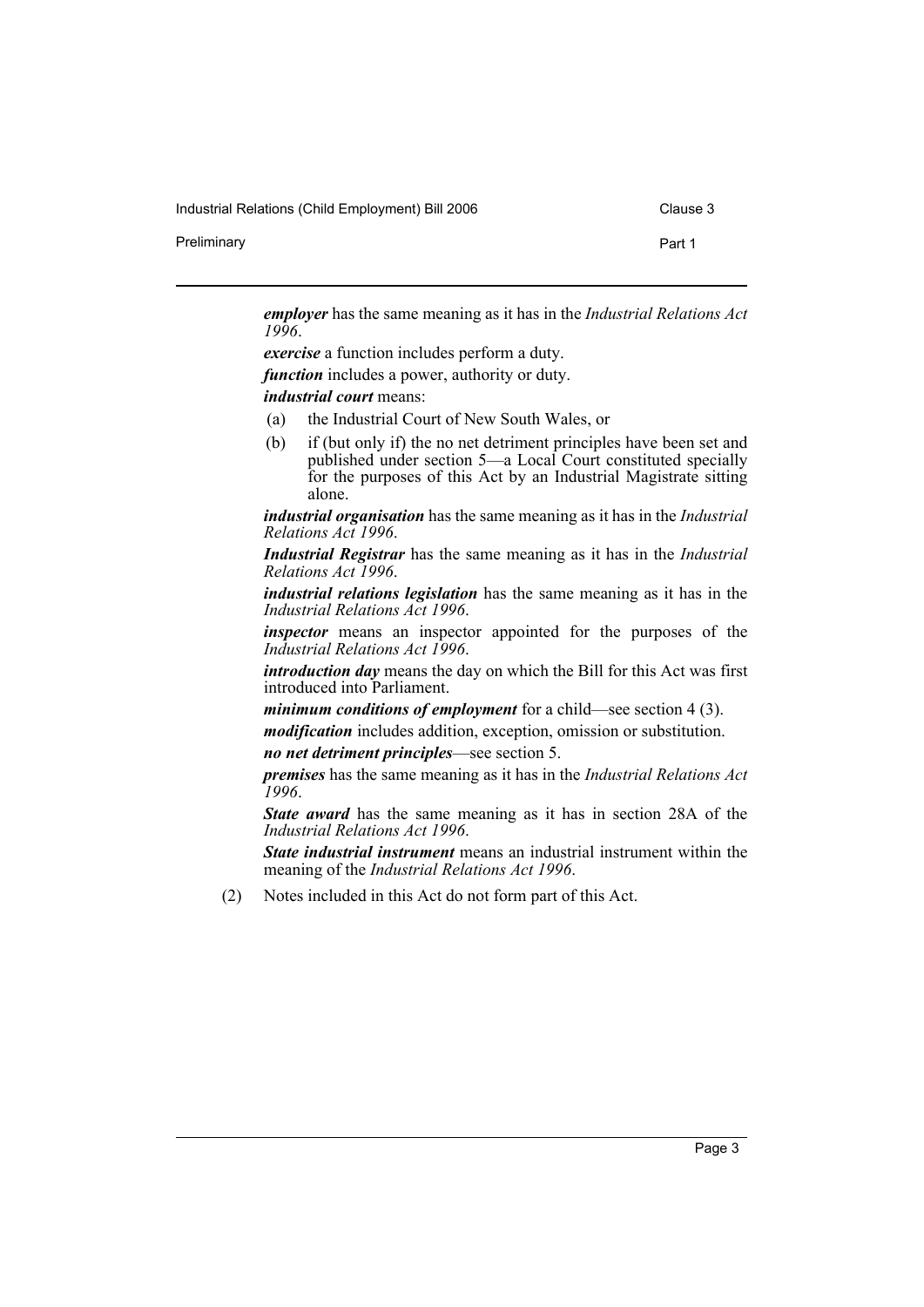***employer*** has the same meaning as it has in the *Industrial Relations Act 1996*.

***exercise*** a function includes perform a duty.

***function*** includes a power, authority or duty.

***industrial court*** means:

(a) the Industrial Court of New South Wales, or

(b) if (but only if) the no net detriment principles have been set and published under section 5—a Local Court constituted specially for the purposes of this Act by an Industrial Magistrate sitting alone.

***industrial organisation*** has the same meaning as it has in the *Industrial Relations Act 1996*.

***Industrial Registrar*** has the same meaning as it has in the *Industrial Relations Act 1996*.

***industrial relations legislation*** has the same meaning as it has in the *Industrial Relations Act 1996*.

***inspector*** means an inspector appointed for the purposes of the *Industrial Relations Act 1996*.

***introduction day*** means the day on which the Bill for this Act was first introduced into Parliament.

***minimum conditions of employment*** for a child—see section 4 (3).

***modification*** includes addition, exception, omission or substitution.

***no net detriment principles***—see section 5.

***premises*** has the same meaning as it has in the *Industrial Relations Act 1996*.

***State award*** has the same meaning as it has in section 28A of the *Industrial Relations Act 1996*.

***State industrial instrument*** means an industrial instrument within the meaning of the *Industrial Relations Act 1996*.

(2) Notes included in this Act do not form part of this Act.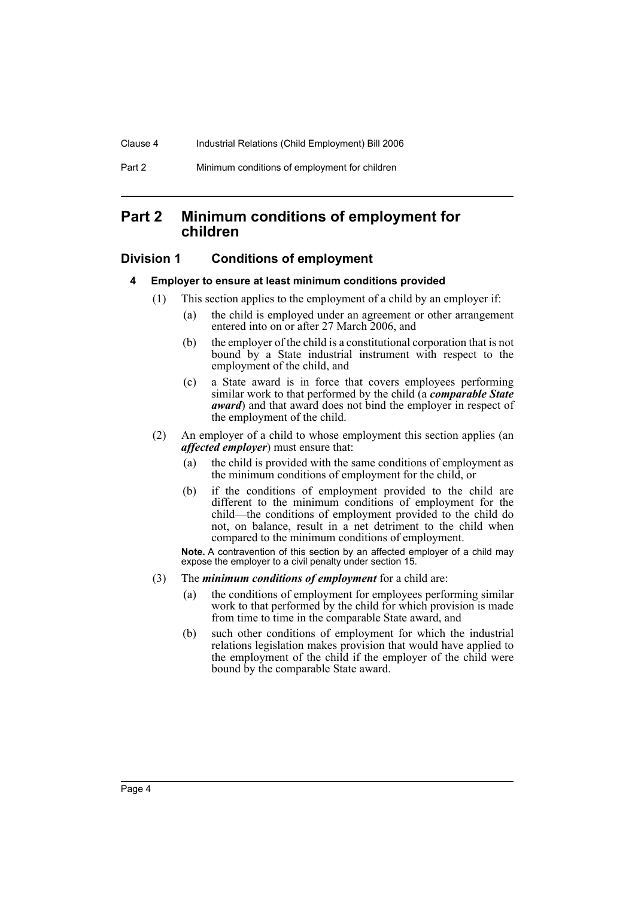# Part 2 Minimum conditions of employment for children

## Division 1 Conditions of employment

### 4 Employer to ensure at least minimum conditions provided

(1) This section applies to the employment of a child by an employer if:

- (a) the child is employed under an agreement or other arrangement entered into on or after 27 March 2006, and
- (b) the employer of the child is a constitutional corporation that is not bound by a State industrial instrument with respect to the employment of the child, and
- (c) a State award is in force that covers employees performing similar work to that performed by the child (a ***comparable State award***) and that award does not bind the employer in respect of the employment of the child.

(2) An employer of a child to whose employment this section applies (an ***affected employer***) must ensure that:

- (a) the child is provided with the same conditions of employment as the minimum conditions of employment for the child, or
- (b) if the conditions of employment provided to the child are different to the minimum conditions of employment for the child—the conditions of employment provided to the child do not, on balance, result in a net detriment to the child when compared to the minimum conditions of employment.

**Note.** A contravention of this section by an affected employer of a child may expose the employer to a civil penalty under section 15.

(3) The ***minimum conditions of employment*** for a child are:

- (a) the conditions of employment for employees performing similar work to that performed by the child for which provision is made from time to time in the comparable State award, and
- (b) such other conditions of employment for which the industrial relations legislation makes provision that would have applied to the employment of the child if the employer of the child were bound by the comparable State award.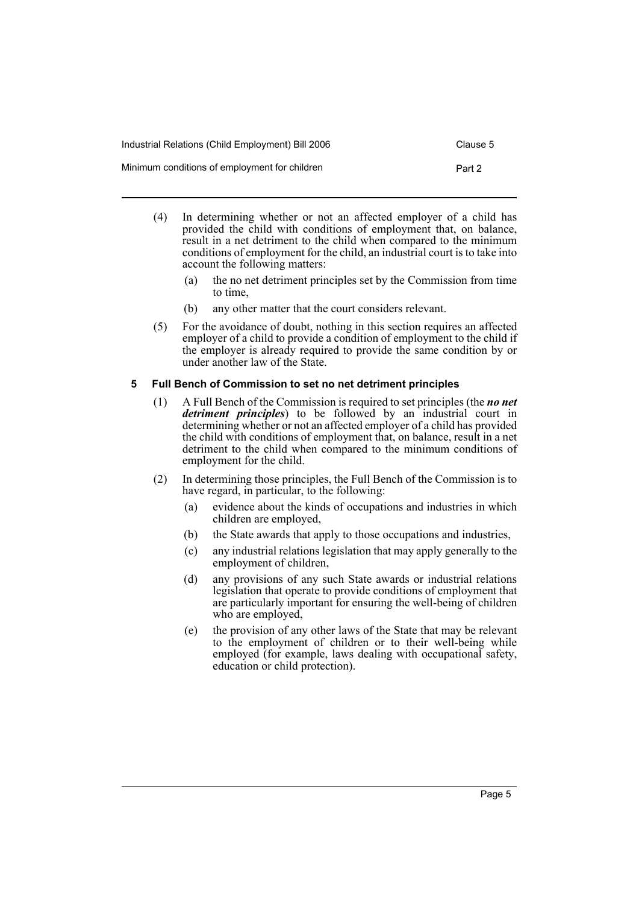(4) In determining whether or not an affected employer of a child has provided the child with conditions of employment that, on balance, result in a net detriment to the child when compared to the minimum conditions of employment for the child, an industrial court is to take into account the following matters:

  (a) the no net detriment principles set by the Commission from time to time,

  (b) any other matter that the court considers relevant.

(5) For the avoidance of doubt, nothing in this section requires an affected employer of a child to provide a condition of employment to the child if the employer is already required to provide the same condition by or under another law of the State.

### 5 Full Bench of Commission to set no net detriment principles

(1) A Full Bench of the Commission is required to set principles (the ***no net detriment principles***) to be followed by an industrial court in determining whether or not an affected employer of a child has provided the child with conditions of employment that, on balance, result in a net detriment to the child when compared to the minimum conditions of employment for the child.

(2) In determining those principles, the Full Bench of the Commission is to have regard, in particular, to the following:

  (a) evidence about the kinds of occupations and industries in which children are employed,

  (b) the State awards that apply to those occupations and industries,

  (c) any industrial relations legislation that may apply generally to the employment of children,

  (d) any provisions of any such State awards or industrial relations legislation that operate to provide conditions of employment that are particularly important for ensuring the well-being of children who are employed,

  (e) the provision of any other laws of the State that may be relevant to the employment of children or to their well-being while employed (for example, laws dealing with occupational safety, education or child protection).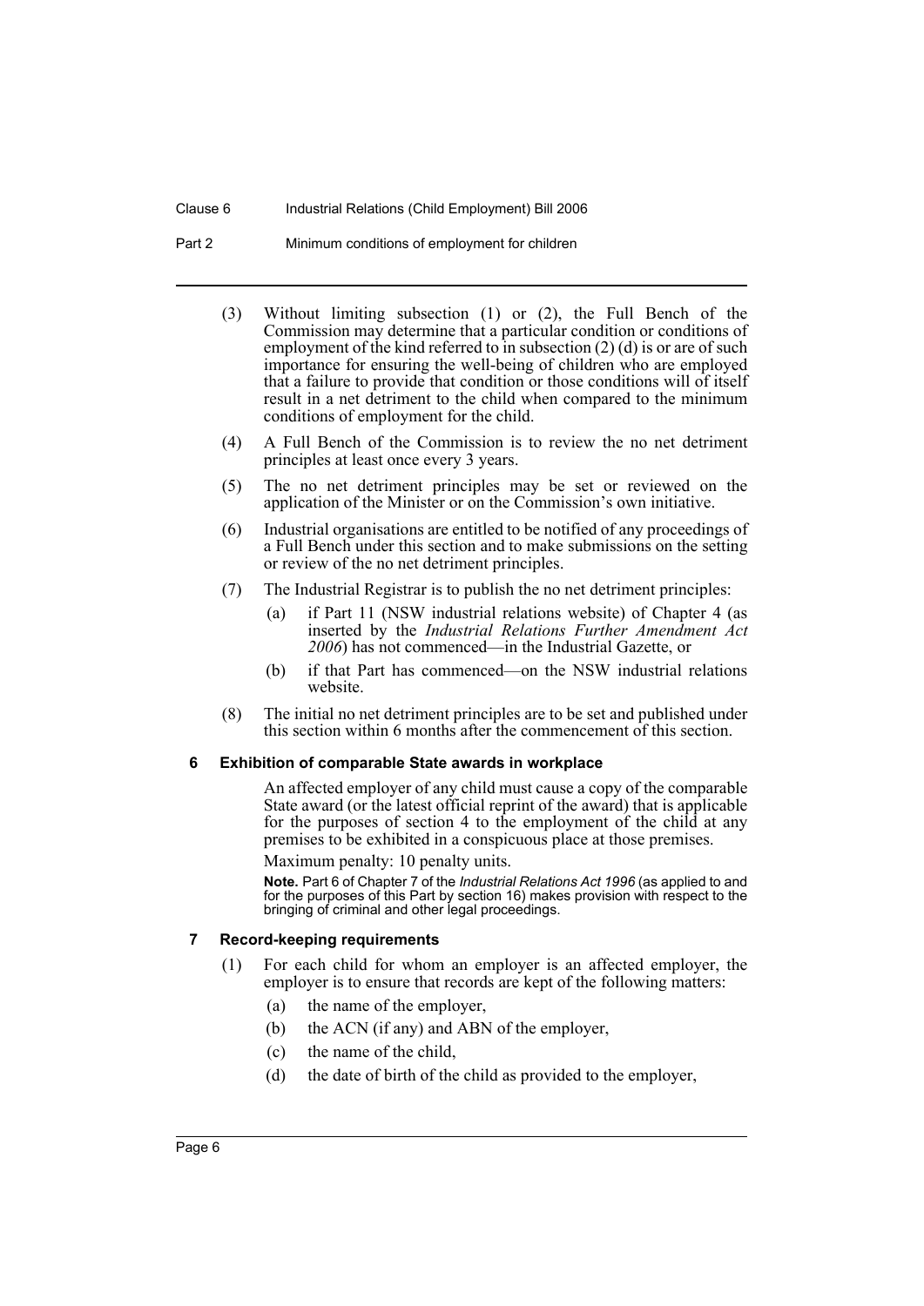(3) Without limiting subsection (1) or (2), the Full Bench of the Commission may determine that a particular condition or conditions of employment of the kind referred to in subsection (2) (d) is or are of such importance for ensuring the well-being of children who are employed that a failure to provide that condition or those conditions will of itself result in a net detriment to the child when compared to the minimum conditions of employment for the child.

(4) A Full Bench of the Commission is to review the no net detriment principles at least once every 3 years.

(5) The no net detriment principles may be set or reviewed on the application of the Minister or on the Commission's own initiative.

(6) Industrial organisations are entitled to be notified of any proceedings of a Full Bench under this section and to make submissions on the setting or review of the no net detriment principles.

(7) The Industrial Registrar is to publish the no net detriment principles:

- (a) if Part 11 (NSW industrial relations website) of Chapter 4 (as inserted by the *Industrial Relations Further Amendment Act 2006*) has not commenced—in the Industrial Gazette, or
- (b) if that Part has commenced—on the NSW industrial relations website.

(8) The initial no net detriment principles are to be set and published under this section within 6 months after the commencement of this section.

### 6 Exhibition of comparable State awards in workplace

An affected employer of any child must cause a copy of the comparable State award (or the latest official reprint of the award) that is applicable for the purposes of section 4 to the employment of the child at any premises to be exhibited in a conspicuous place at those premises.

Maximum penalty: 10 penalty units.

**Note.** Part 6 of Chapter 7 of the *Industrial Relations Act 1996* (as applied to and for the purposes of this Part by section 16) makes provision with respect to the bringing of criminal and other legal proceedings.

### 7 Record-keeping requirements

(1) For each child for whom an employer is an affected employer, the employer is to ensure that records are kept of the following matters:

- (a) the name of the employer,
- (b) the ACN (if any) and ABN of the employer,
- (c) the name of the child,
- (d) the date of birth of the child as provided to the employer,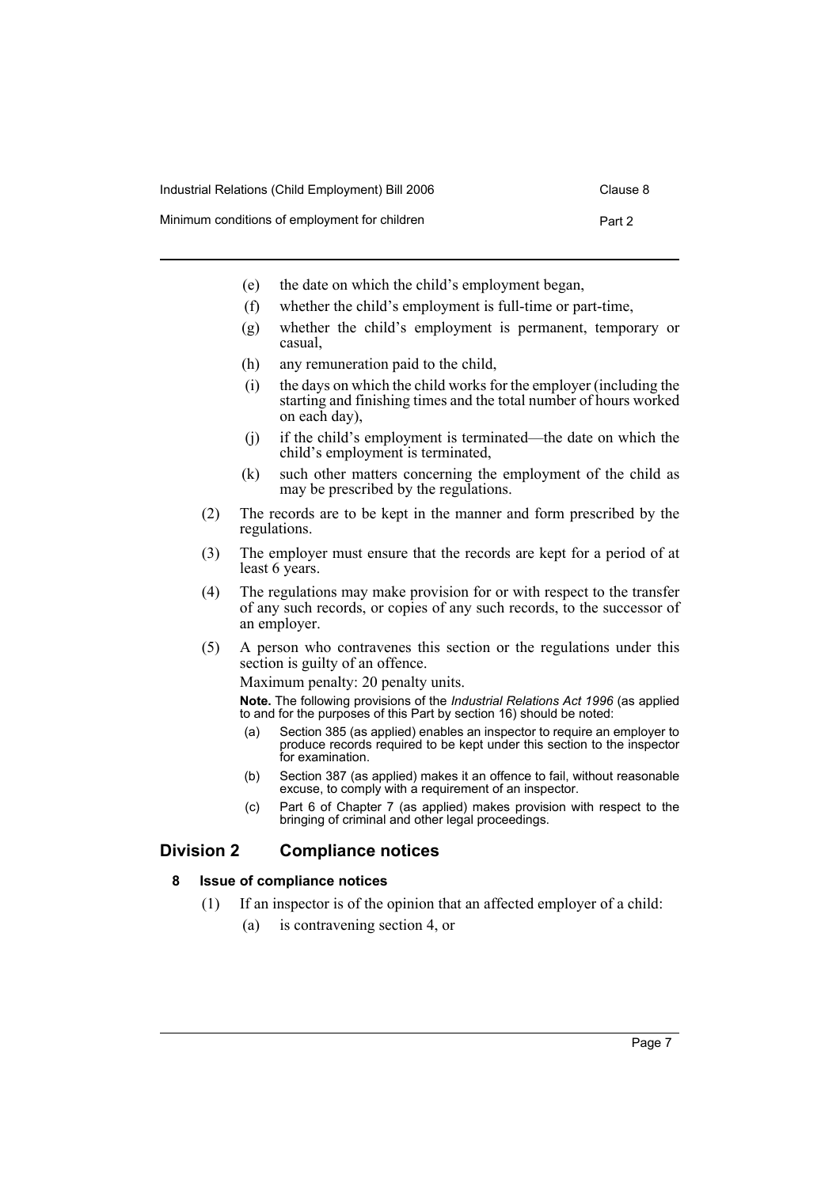(e) the date on which the child's employment began,

(f) whether the child's employment is full-time or part-time,

(g) whether the child's employment is permanent, temporary or casual,

(h) any remuneration paid to the child,

(i) the days on which the child works for the employer (including the starting and finishing times and the total number of hours worked on each day),

(j) if the child's employment is terminated—the date on which the child's employment is terminated,

(k) such other matters concerning the employment of the child as may be prescribed by the regulations.

(2) The records are to be kept in the manner and form prescribed by the regulations.

(3) The employer must ensure that the records are kept for a period of at least 6 years.

(4) The regulations may make provision for or with respect to the transfer of any such records, or copies of any such records, to the successor of an employer.

(5) A person who contravenes this section or the regulations under this section is guilty of an offence.

Maximum penalty: 20 penalty units.

**Note.** The following provisions of the *Industrial Relations Act 1996* (as applied to and for the purposes of this Part by section 16) should be noted:

(a) Section 385 (as applied) enables an inspector to require an employer to produce records required to be kept under this section to the inspector for examination.

(b) Section 387 (as applied) makes it an offence to fail, without reasonable excuse, to comply with a requirement of an inspector.

(c) Part 6 of Chapter 7 (as applied) makes provision with respect to the bringing of criminal and other legal proceedings.

## Division 2 Compliance notices

### 8 Issue of compliance notices

(1) If an inspector is of the opinion that an affected employer of a child:

(a) is contravening section 4, or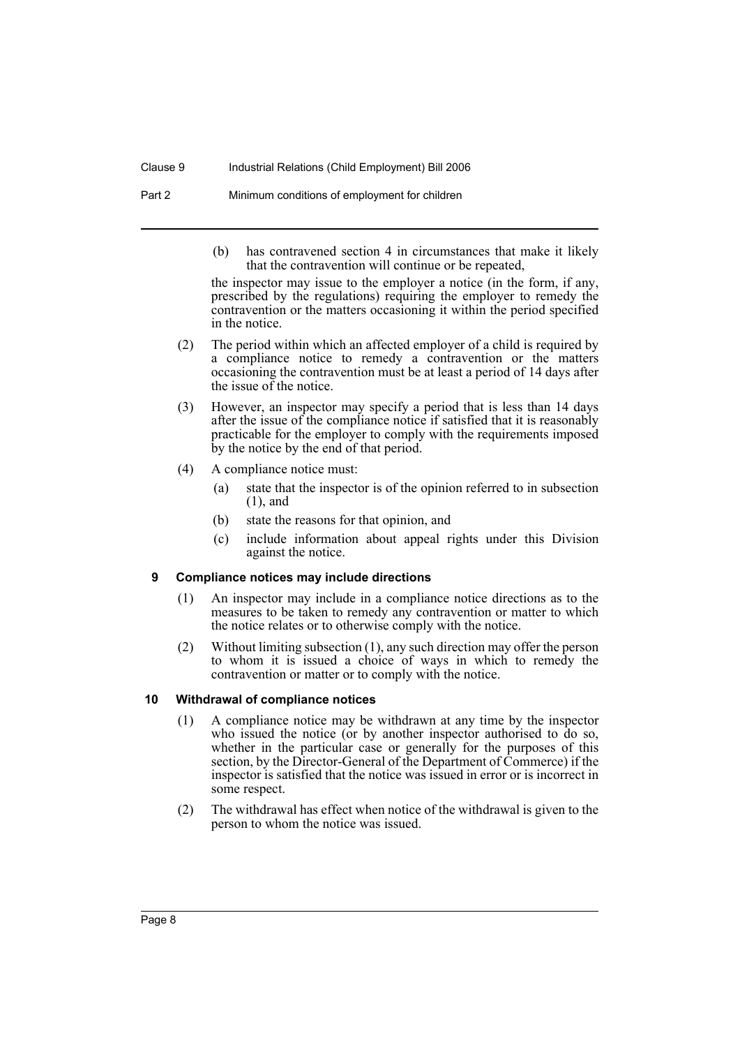(b) has contravened section 4 in circumstances that make it likely that the contravention will continue or be repeated,

the inspector may issue to the employer a notice (in the form, if any, prescribed by the regulations) requiring the employer to remedy the contravention or the matters occasioning it within the period specified in the notice.

(2) The period within which an affected employer of a child is required by a compliance notice to remedy a contravention or the matters occasioning the contravention must be at least a period of 14 days after the issue of the notice.

(3) However, an inspector may specify a period that is less than 14 days after the issue of the compliance notice if satisfied that it is reasonably practicable for the employer to comply with the requirements imposed by the notice by the end of that period.

(4) A compliance notice must:

(a) state that the inspector is of the opinion referred to in subsection (1), and

(b) state the reasons for that opinion, and

(c) include information about appeal rights under this Division against the notice.

### 9 Compliance notices may include directions

(1) An inspector may include in a compliance notice directions as to the measures to be taken to remedy any contravention or matter to which the notice relates or to otherwise comply with the notice.

(2) Without limiting subsection (1), any such direction may offer the person to whom it is issued a choice of ways in which to remedy the contravention or matter or to comply with the notice.

### 10 Withdrawal of compliance notices

(1) A compliance notice may be withdrawn at any time by the inspector who issued the notice (or by another inspector authorised to do so, whether in the particular case or generally for the purposes of this section, by the Director-General of the Department of Commerce) if the inspector is satisfied that the notice was issued in error or is incorrect in some respect.

(2) The withdrawal has effect when notice of the withdrawal is given to the person to whom the notice was issued.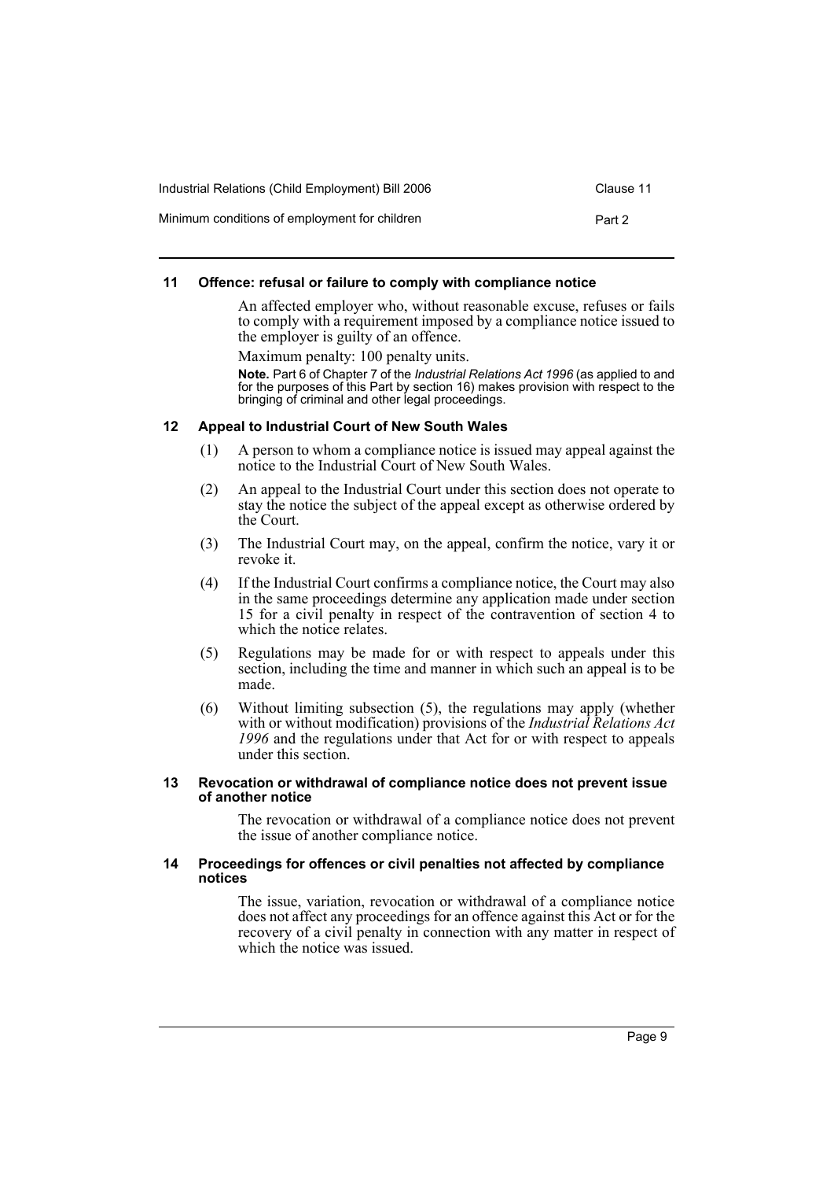#### 11 Offence: refusal or failure to comply with compliance notice

An affected employer who, without reasonable excuse, refuses or fails to comply with a requirement imposed by a compliance notice issued to the employer is guilty of an offence.

Maximum penalty: 100 penalty units.

**Note.** Part 6 of Chapter 7 of the *Industrial Relations Act 1996* (as applied to and for the purposes of this Part by section 16) makes provision with respect to the bringing of criminal and other legal proceedings.

#### 12 Appeal to Industrial Court of New South Wales

(1) A person to whom a compliance notice is issued may appeal against the notice to the Industrial Court of New South Wales.

(2) An appeal to the Industrial Court under this section does not operate to stay the notice the subject of the appeal except as otherwise ordered by the Court.

(3) The Industrial Court may, on the appeal, confirm the notice, vary it or revoke it.

(4) If the Industrial Court confirms a compliance notice, the Court may also in the same proceedings determine any application made under section 15 for a civil penalty in respect of the contravention of section 4 to which the notice relates.

(5) Regulations may be made for or with respect to appeals under this section, including the time and manner in which such an appeal is to be made.

(6) Without limiting subsection (5), the regulations may apply (whether with or without modification) provisions of the *Industrial Relations Act 1996* and the regulations under that Act for or with respect to appeals under this section.

#### 13 Revocation or withdrawal of compliance notice does not prevent issue of another notice

The revocation or withdrawal of a compliance notice does not prevent the issue of another compliance notice.

#### 14 Proceedings for offences or civil penalties not affected by compliance notices

The issue, variation, revocation or withdrawal of a compliance notice does not affect any proceedings for an offence against this Act or for the recovery of a civil penalty in connection with any matter in respect of which the notice was issued.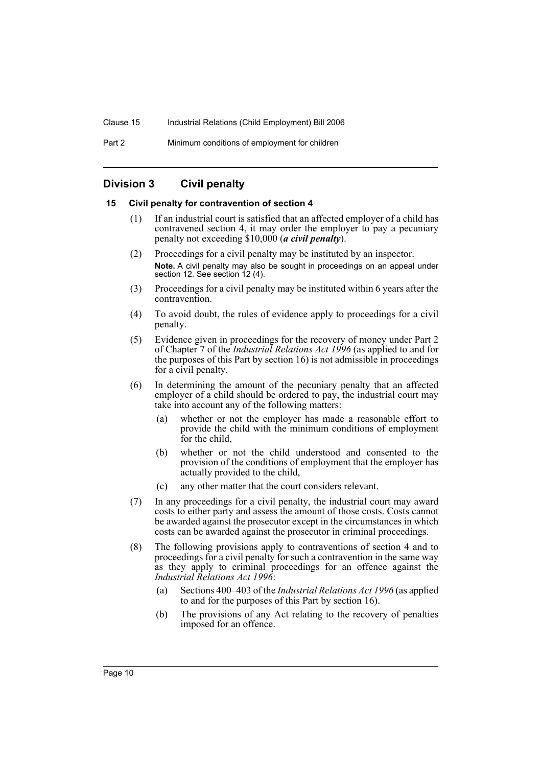## Division 3 Civil penalty

### 15 Civil penalty for contravention of section 4

(1) If an industrial court is satisfied that an affected employer of a child has contravened section 4, it may order the employer to pay a pecuniary penalty not exceeding $10,000 (***a civil penalty***).

(2) Proceedings for a civil penalty may be instituted by an inspector.

**Note.** A civil penalty may also be sought in proceedings on an appeal under section 12. See section 12 (4).

(3) Proceedings for a civil penalty may be instituted within 6 years after the contravention.

(4) To avoid doubt, the rules of evidence apply to proceedings for a civil penalty.

(5) Evidence given in proceedings for the recovery of money under Part 2 of Chapter 7 of the *Industrial Relations Act 1996* (as applied to and for the purposes of this Part by section 16) is not admissible in proceedings for a civil penalty.

(6) In determining the amount of the pecuniary penalty that an affected employer of a child should be ordered to pay, the industrial court may take into account any of the following matters:

- (a) whether or not the employer has made a reasonable effort to provide the child with the minimum conditions of employment for the child,
- (b) whether or not the child understood and consented to the provision of the conditions of employment that the employer has actually provided to the child,
- (c) any other matter that the court considers relevant.

(7) In any proceedings for a civil penalty, the industrial court may award costs to either party and assess the amount of those costs. Costs cannot be awarded against the prosecutor except in the circumstances in which costs can be awarded against the prosecutor in criminal proceedings.

(8) The following provisions apply to contraventions of section 4 and to proceedings for a civil penalty for such a contravention in the same way as they apply to criminal proceedings for an offence against the *Industrial Relations Act 1996*:

- (a) Sections 400–403 of the *Industrial Relations Act 1996* (as applied to and for the purposes of this Part by section 16).
- (b) The provisions of any Act relating to the recovery of penalties imposed for an offence.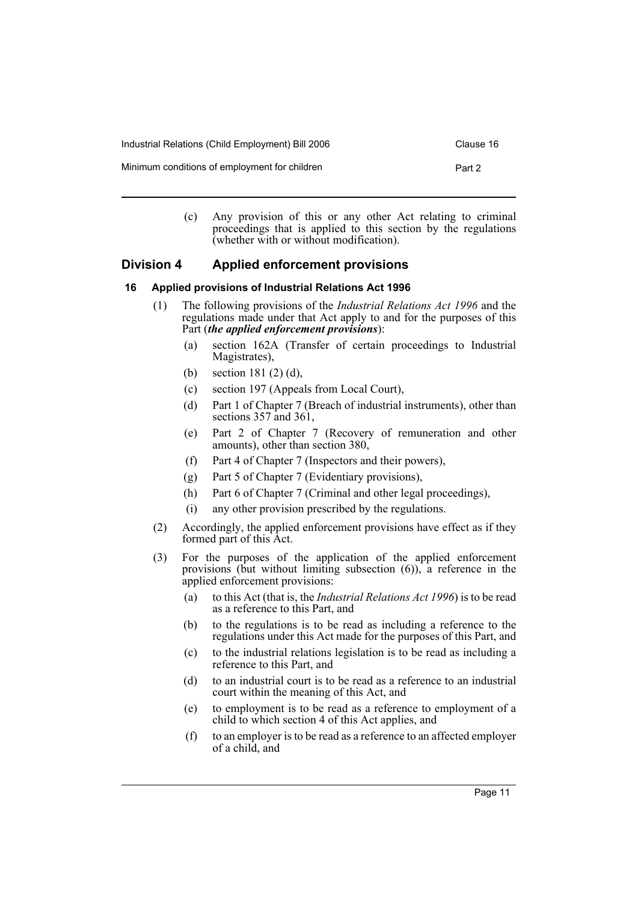(c) Any provision of this or any other Act relating to criminal proceedings that is applied to this section by the regulations (whether with or without modification).

## Division 4 Applied enforcement provisions

### 16 Applied provisions of Industrial Relations Act 1996

(1) The following provisions of the *Industrial Relations Act 1996* and the regulations made under that Act apply to and for the purposes of this Part (***the applied enforcement provisions***):

- (a) section 162A (Transfer of certain proceedings to Industrial Magistrates),
- (b) section 181 (2) (d),
- (c) section 197 (Appeals from Local Court),
- (d) Part 1 of Chapter 7 (Breach of industrial instruments), other than sections 357 and 361,
- (e) Part 2 of Chapter 7 (Recovery of remuneration and other amounts), other than section 380,
- (f) Part 4 of Chapter 7 (Inspectors and their powers),
- (g) Part 5 of Chapter 7 (Evidentiary provisions),
- (h) Part 6 of Chapter 7 (Criminal and other legal proceedings),
- (i) any other provision prescribed by the regulations.

(2) Accordingly, the applied enforcement provisions have effect as if they formed part of this Act.

(3) For the purposes of the application of the applied enforcement provisions (but without limiting subsection (6)), a reference in the applied enforcement provisions:

- (a) to this Act (that is, the *Industrial Relations Act 1996*) is to be read as a reference to this Part, and
- (b) to the regulations is to be read as including a reference to the regulations under this Act made for the purposes of this Part, and
- (c) to the industrial relations legislation is to be read as including a reference to this Part, and
- (d) to an industrial court is to be read as a reference to an industrial court within the meaning of this Act, and
- (e) to employment is to be read as a reference to employment of a child to which section 4 of this Act applies, and
- (f) to an employer is to be read as a reference to an affected employer of a child, and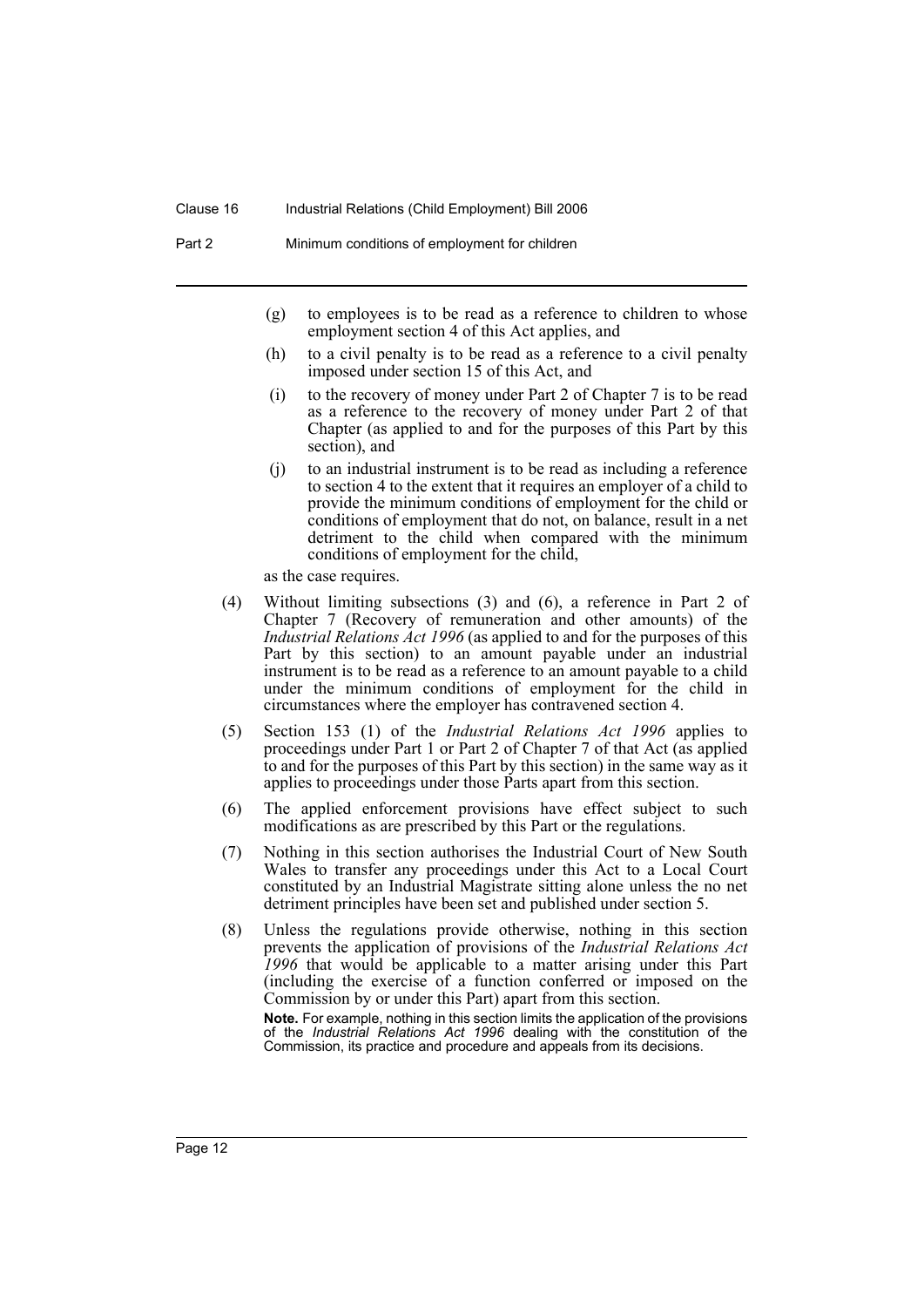(g) to employees is to be read as a reference to children to whose employment section 4 of this Act applies, and

(h) to a civil penalty is to be read as a reference to a civil penalty imposed under section 15 of this Act, and

(i) to the recovery of money under Part 2 of Chapter 7 is to be read as a reference to the recovery of money under Part 2 of that Chapter (as applied to and for the purposes of this Part by this section), and

(j) to an industrial instrument is to be read as including a reference to section 4 to the extent that it requires an employer of a child to provide the minimum conditions of employment for the child or conditions of employment that do not, on balance, result in a net detriment to the child when compared with the minimum conditions of employment for the child,

as the case requires.

(4) Without limiting subsections (3) and (6), a reference in Part 2 of Chapter 7 (Recovery of remuneration and other amounts) of the *Industrial Relations Act 1996* (as applied to and for the purposes of this Part by this section) to an amount payable under an industrial instrument is to be read as a reference to an amount payable to a child under the minimum conditions of employment for the child in circumstances where the employer has contravened section 4.

(5) Section 153 (1) of the *Industrial Relations Act 1996* applies to proceedings under Part 1 or Part 2 of Chapter 7 of that Act (as applied to and for the purposes of this Part by this section) in the same way as it applies to proceedings under those Parts apart from this section.

(6) The applied enforcement provisions have effect subject to such modifications as are prescribed by this Part or the regulations.

(7) Nothing in this section authorises the Industrial Court of New South Wales to transfer any proceedings under this Act to a Local Court constituted by an Industrial Magistrate sitting alone unless the no net detriment principles have been set and published under section 5.

(8) Unless the regulations provide otherwise, nothing in this section prevents the application of provisions of the *Industrial Relations Act 1996* that would be applicable to a matter arising under this Part (including the exercise of a function conferred or imposed on the Commission by or under this Part) apart from this section.

**Note.** For example, nothing in this section limits the application of the provisions of the *Industrial Relations Act 1996* dealing with the constitution of the Commission, its practice and procedure and appeals from its decisions.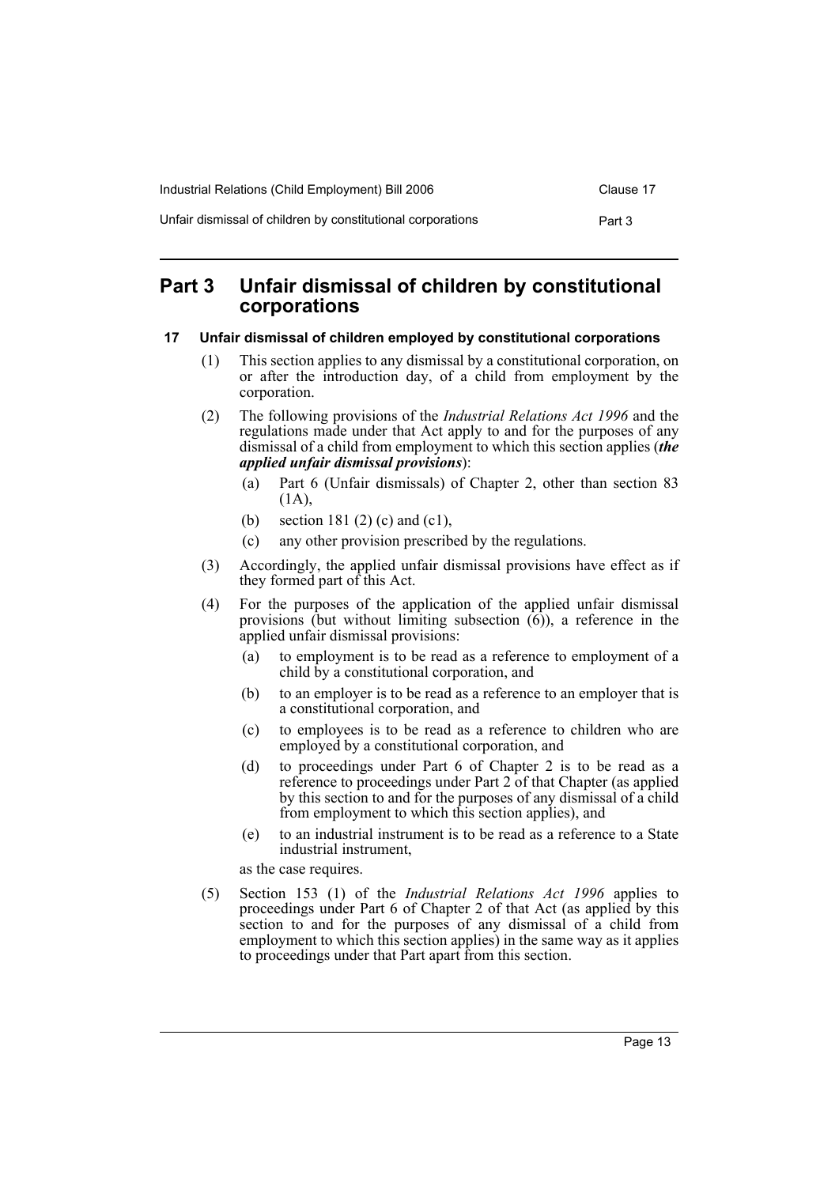## Part 3 Unfair dismissal of children by constitutional corporations

### 17 Unfair dismissal of children employed by constitutional corporations

(1) This section applies to any dismissal by a constitutional corporation, on or after the introduction day, of a child from employment by the corporation.

(2) The following provisions of the *Industrial Relations Act 1996* and the regulations made under that Act apply to and for the purposes of any dismissal of a child from employment to which this section applies (***the applied unfair dismissal provisions***):

(a) Part 6 (Unfair dismissals) of Chapter 2, other than section 83 (1A),

(b) section 181 (2) (c) and (c1),

(c) any other provision prescribed by the regulations.

(3) Accordingly, the applied unfair dismissal provisions have effect as if they formed part of this Act.

(4) For the purposes of the application of the applied unfair dismissal provisions (but without limiting subsection (6)), a reference in the applied unfair dismissal provisions:

(a) to employment is to be read as a reference to employment of a child by a constitutional corporation, and

(b) to an employer is to be read as a reference to an employer that is a constitutional corporation, and

(c) to employees is to be read as a reference to children who are employed by a constitutional corporation, and

(d) to proceedings under Part 6 of Chapter 2 is to be read as a reference to proceedings under Part 2 of that Chapter (as applied by this section to and for the purposes of any dismissal of a child from employment to which this section applies), and

(e) to an industrial instrument is to be read as a reference to a State industrial instrument,

as the case requires.

(5) Section 153 (1) of the *Industrial Relations Act 1996* applies to proceedings under Part 6 of Chapter 2 of that Act (as applied by this section to and for the purposes of any dismissal of a child from employment to which this section applies) in the same way as it applies to proceedings under that Part apart from this section.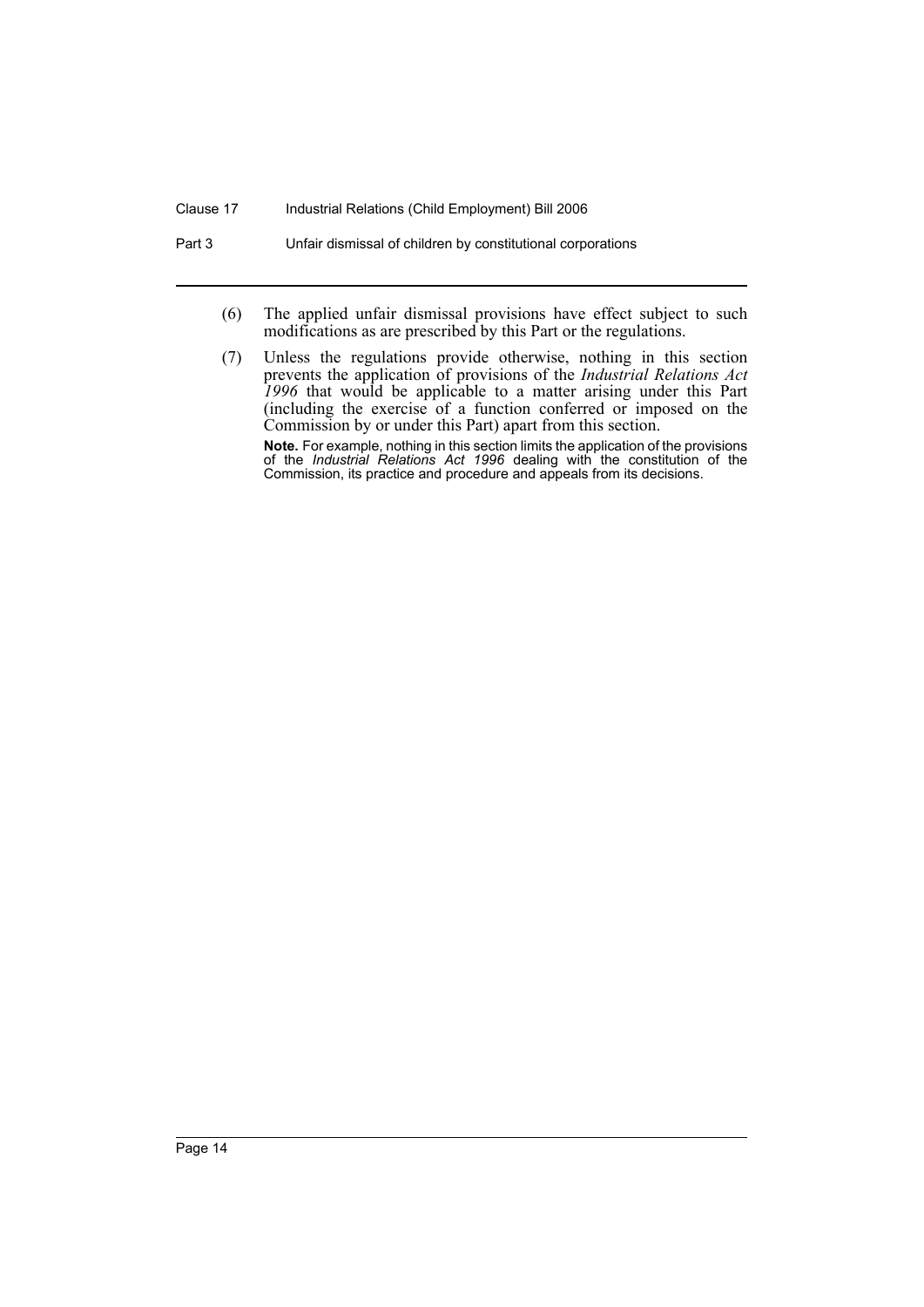(6) The applied unfair dismissal provisions have effect subject to such modifications as are prescribed by this Part or the regulations.

(7) Unless the regulations provide otherwise, nothing in this section prevents the application of provisions of the *Industrial Relations Act 1996* that would be applicable to a matter arising under this Part (including the exercise of a function conferred or imposed on the Commission by or under this Part) apart from this section.

**Note.** For example, nothing in this section limits the application of the provisions of the *Industrial Relations Act 1996* dealing with the constitution of the Commission, its practice and procedure and appeals from its decisions.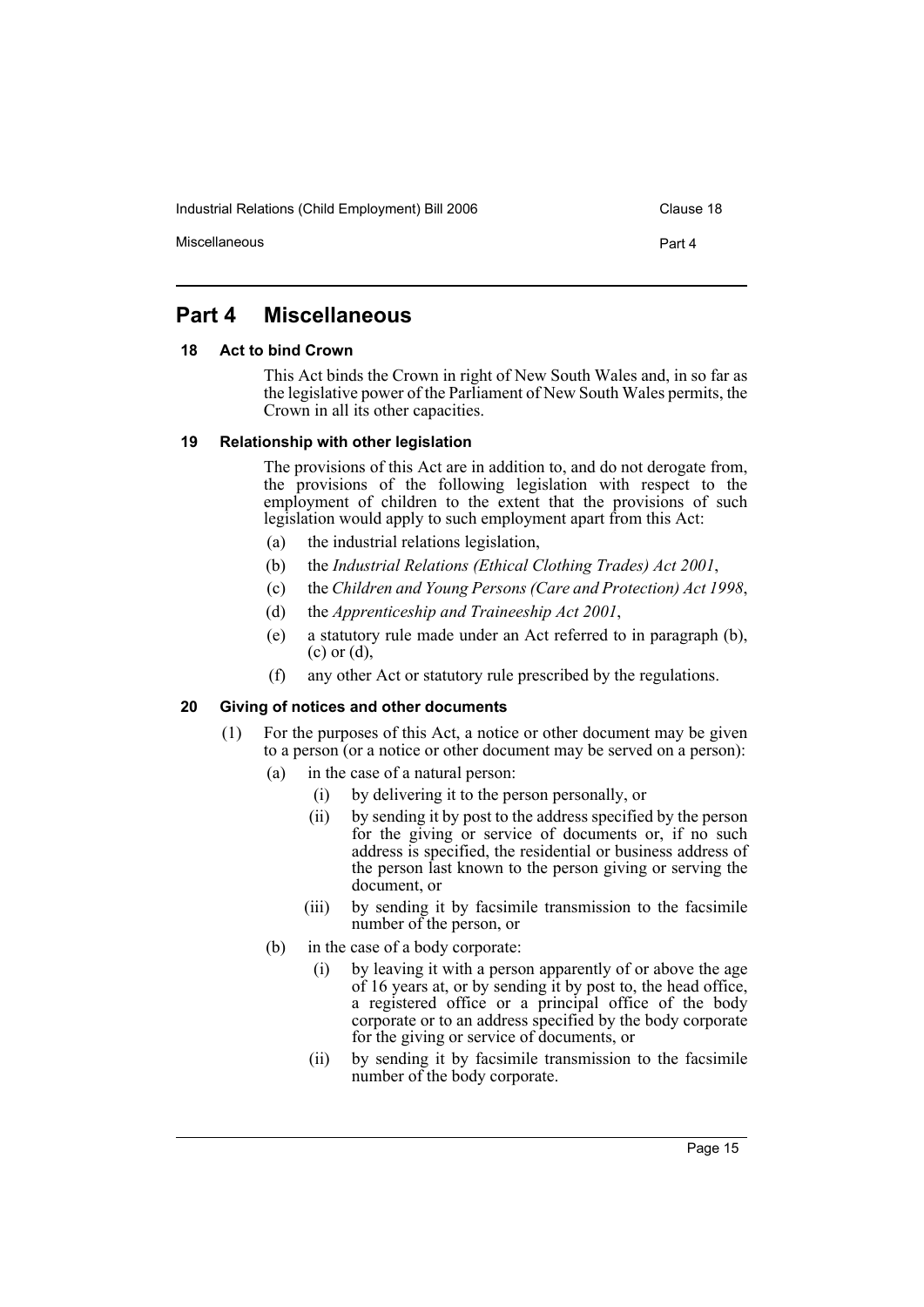# Part 4 Miscellaneous

## 18 Act to bind Crown

This Act binds the Crown in right of New South Wales and, in so far as the legislative power of the Parliament of New South Wales permits, the Crown in all its other capacities.

## 19 Relationship with other legislation

The provisions of this Act are in addition to, and do not derogate from, the provisions of the following legislation with respect to the employment of children to the extent that the provisions of such legislation would apply to such employment apart from this Act:

(a) the industrial relations legislation,

(b) the *Industrial Relations (Ethical Clothing Trades) Act 2001*,

(c) the *Children and Young Persons (Care and Protection) Act 1998*,

(d) the *Apprenticeship and Traineeship Act 2001*,

(e) a statutory rule made under an Act referred to in paragraph (b), (c) or (d),

(f) any other Act or statutory rule prescribed by the regulations.

## 20 Giving of notices and other documents

(1) For the purposes of this Act, a notice or other document may be given to a person (or a notice or other document may be served on a person):

(a) in the case of a natural person:

(i) by delivering it to the person personally, or

(ii) by sending it by post to the address specified by the person for the giving or service of documents or, if no such address is specified, the residential or business address of the person last known to the person giving or serving the document, or

(iii) by sending it by facsimile transmission to the facsimile number of the person, or

(b) in the case of a body corporate:

(i) by leaving it with a person apparently of or above the age of 16 years at, or by sending it by post to, the head office, a registered office or a principal office of the body corporate or to an address specified by the body corporate for the giving or service of documents, or

(ii) by sending it by facsimile transmission to the facsimile number of the body corporate.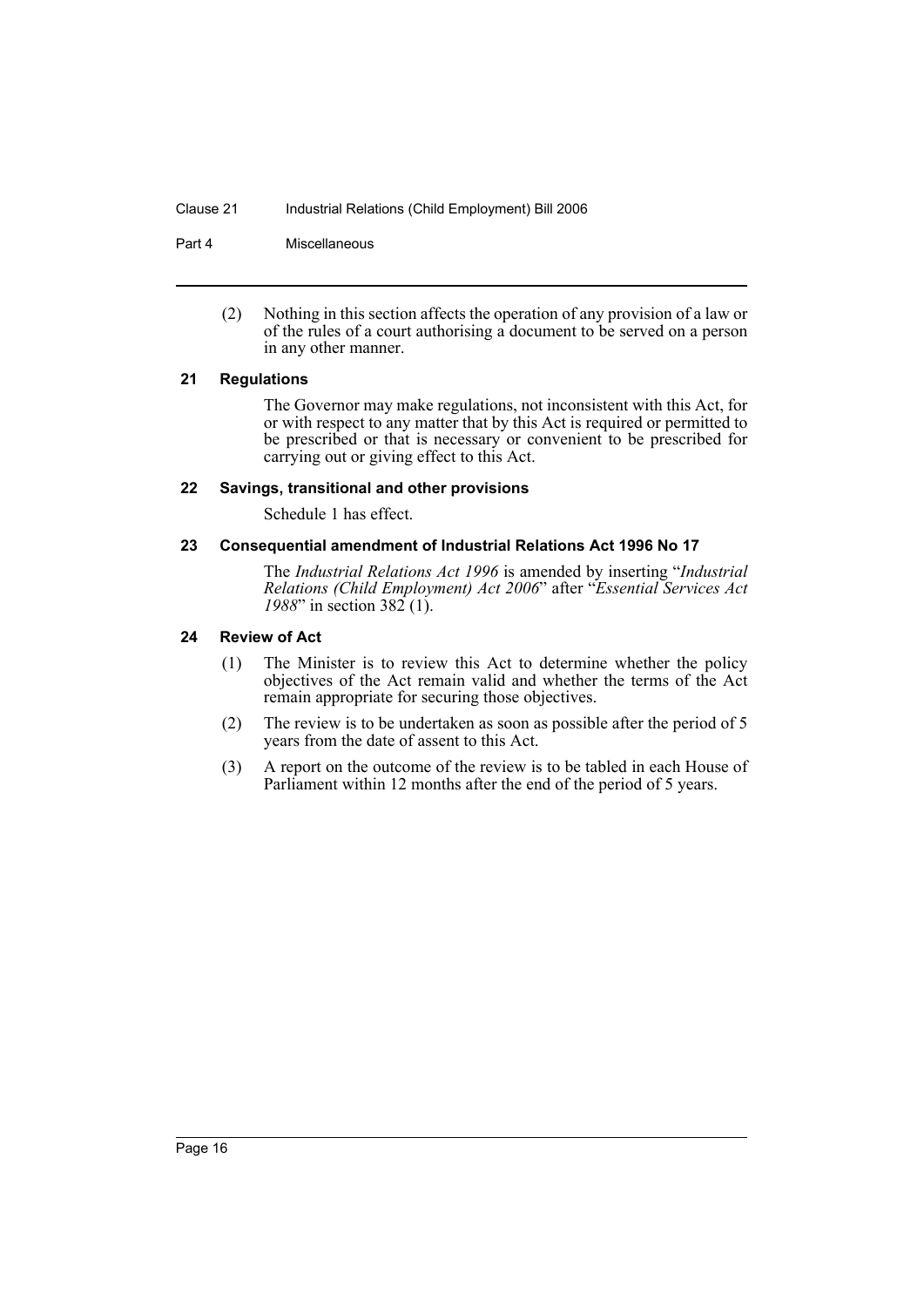(2) Nothing in this section affects the operation of any provision of a law or of the rules of a court authorising a document to be served on a person in any other manner.

### 21 Regulations

The Governor may make regulations, not inconsistent with this Act, for or with respect to any matter that by this Act is required or permitted to be prescribed or that is necessary or convenient to be prescribed for carrying out or giving effect to this Act.

### 22 Savings, transitional and other provisions

Schedule 1 has effect.

### 23 Consequential amendment of Industrial Relations Act 1996 No 17

The *Industrial Relations Act 1996* is amended by inserting "*Industrial Relations (Child Employment) Act 2006*" after "*Essential Services Act 1988*" in section 382 (1).

### 24 Review of Act

(1) The Minister is to review this Act to determine whether the policy objectives of the Act remain valid and whether the terms of the Act remain appropriate for securing those objectives.

(2) The review is to be undertaken as soon as possible after the period of 5 years from the date of assent to this Act.

(3) A report on the outcome of the review is to be tabled in each House of Parliament within 12 months after the end of the period of 5 years.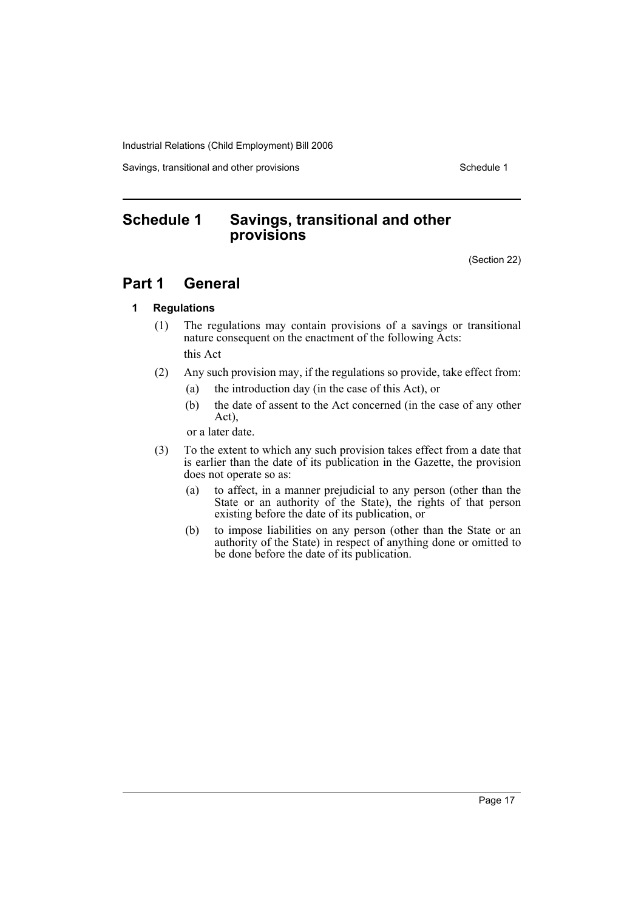# Schedule 1 Savings, transitional and other provisions

(Section 22)

## Part 1 General

### 1 Regulations

(1) The regulations may contain provisions of a savings or transitional nature consequent on the enactment of the following Acts:

this Act

(2) Any such provision may, if the regulations so provide, take effect from:

(a) the introduction day (in the case of this Act), or

(b) the date of assent to the Act concerned (in the case of any other Act),

or a later date.

(3) To the extent to which any such provision takes effect from a date that is earlier than the date of its publication in the Gazette, the provision does not operate so as:

(a) to affect, in a manner prejudicial to any person (other than the State or an authority of the State), the rights of that person existing before the date of its publication, or

(b) to impose liabilities on any person (other than the State or an authority of the State) in respect of anything done or omitted to be done before the date of its publication.